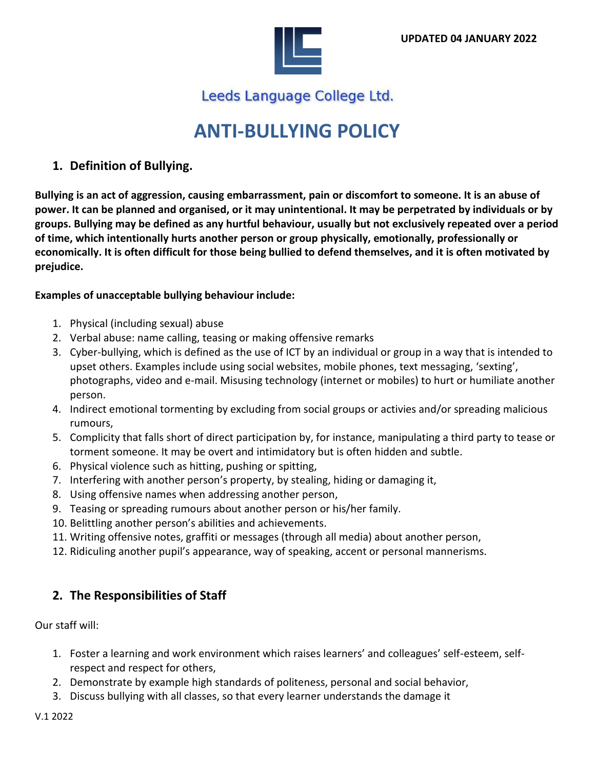UPDATED 04 JANUARY 2022

Leeds Language College Ltd.

# ANTI-BULLYING POLICY

## 1. Definition of Bullying.

**Bullying is an act of aggression, causing embarrassment, pain or discomfort to someone. It is an abuse of power. It can be planned and organised, or it may unintentional. It may be perpetrated by individuals or by groups. Bullying may be defined as any hurtful behaviour, usually but not exclusively repeated over a period of time, which intentionally hurts another person or group physically, emotionally, professionally or economically. It is often difficult for those being bullied to defend themselves, and it is often motivated by prejudice.**

**Examples of unacceptable bullying behaviour include:**

1. Physical (including sexual) abuse
2. Verbal abuse: name calling, teasing or making offensive remarks
3. Cyber-bullying, which is defined as the use of ICT by an individual or group in a way that is intended to upset others. Examples include using social websites, mobile phones, text messaging, 'sexting', photographs, video and e-mail. Misusing technology (internet or mobiles) to hurt or humiliate another person.
4. Indirect emotional tormenting by excluding from social groups or activies and/or spreading malicious rumours,
5. Complicity that falls short of direct participation by, for instance, manipulating a third party to tease or torment someone. It may be overt and intimidatory but is often hidden and subtle.
6. Physical violence such as hitting, pushing or spitting,
7. Interfering with another person's property, by stealing, hiding or damaging it,
8. Using offensive names when addressing another person,
9. Teasing or spreading rumours about another person or his/her family.
10. Belittling another person's abilities and achievements.
11. Writing offensive notes, graffiti or messages (through all media) about another person,
12. Ridiculing another pupil's appearance, way of speaking, accent or personal mannerisms.

## 2. The Responsibilities of Staff

Our staff will:

1. Foster a learning and work environment which raises learners' and colleagues' self-esteem, self-respect and respect for others,
2. Demonstrate by example high standards of politeness, personal and social behavior,
3. Discuss bullying with all classes, so that every learner understands the damage it

V.1 2022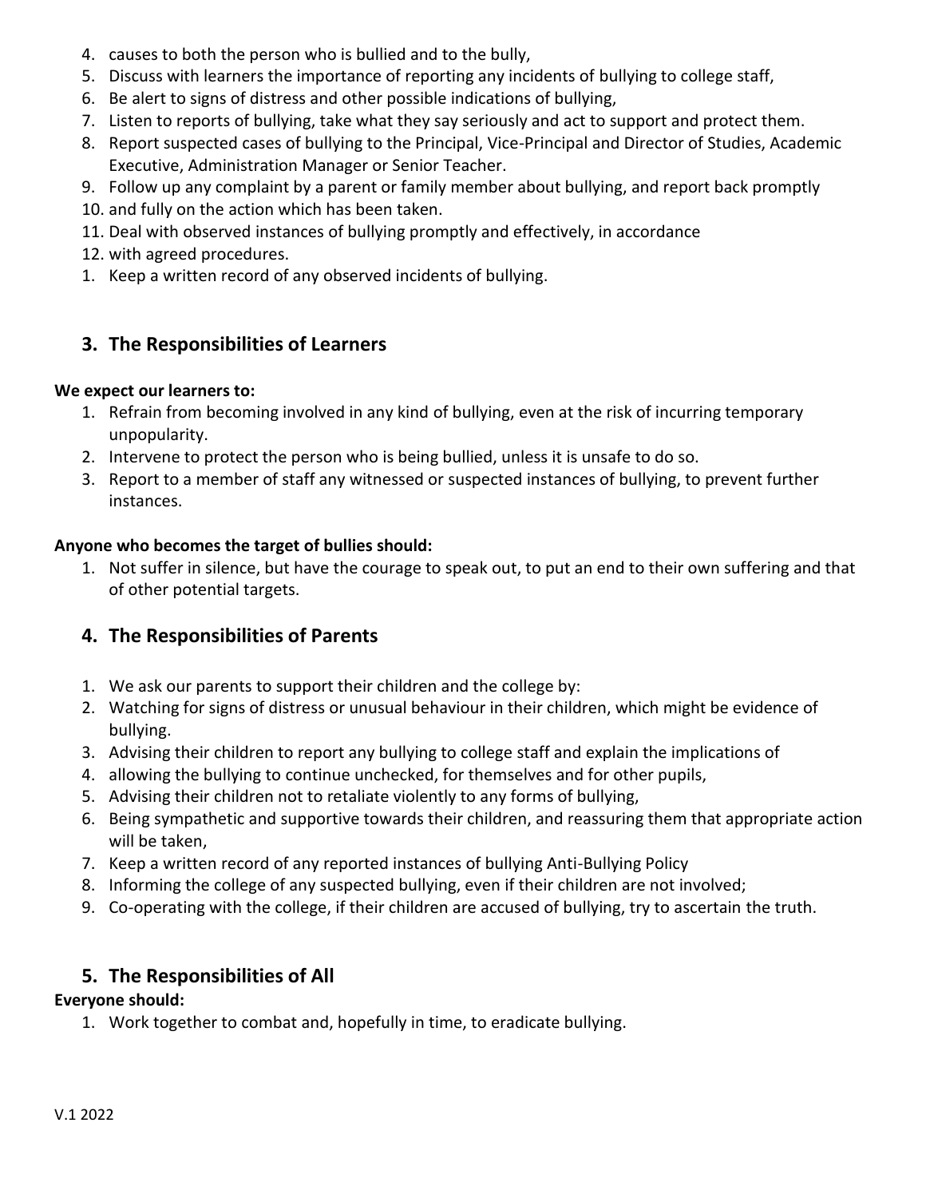4. causes to both the person who is bullied and to the bully,
5. Discuss with learners the importance of reporting any incidents of bullying to college staff,
6. Be alert to signs of distress and other possible indications of bullying,
7. Listen to reports of bullying, take what they say seriously and act to support and protect them.
8. Report suspected cases of bullying to the Principal, Vice-Principal and Director of Studies, Academic Executive, Administration Manager or Senior Teacher.
9. Follow up any complaint by a parent or family member about bullying, and report back promptly
10. and fully on the action which has been taken.
11. Deal with observed instances of bullying promptly and effectively, in accordance
12. with agreed procedures.
1. Keep a written record of any observed incidents of bullying.

## 3. The Responsibilities of Learners

**We expect our learners to:**

1. Refrain from becoming involved in any kind of bullying, even at the risk of incurring temporary unpopularity.
2. Intervene to protect the person who is being bullied, unless it is unsafe to do so.
3. Report to a member of staff any witnessed or suspected instances of bullying, to prevent further instances.

**Anyone who becomes the target of bullies should:**

1. Not suffer in silence, but have the courage to speak out, to put an end to their own suffering and that of other potential targets.

## 4. The Responsibilities of Parents

1. We ask our parents to support their children and the college by:
2. Watching for signs of distress or unusual behaviour in their children, which might be evidence of bullying.
3. Advising their children to report any bullying to college staff and explain the implications of
4. allowing the bullying to continue unchecked, for themselves and for other pupils,
5. Advising their children not to retaliate violently to any forms of bullying,
6. Being sympathetic and supportive towards their children, and reassuring them that appropriate action will be taken,
7. Keep a written record of any reported instances of bullying Anti-Bullying Policy
8. Informing the college of any suspected bullying, even if their children are not involved;
9. Co-operating with the college, if their children are accused of bullying, try to ascertain the truth.

## 5. The Responsibilities of All

**Everyone should:**

1. Work together to combat and, hopefully in time, to eradicate bullying.

V.1 2022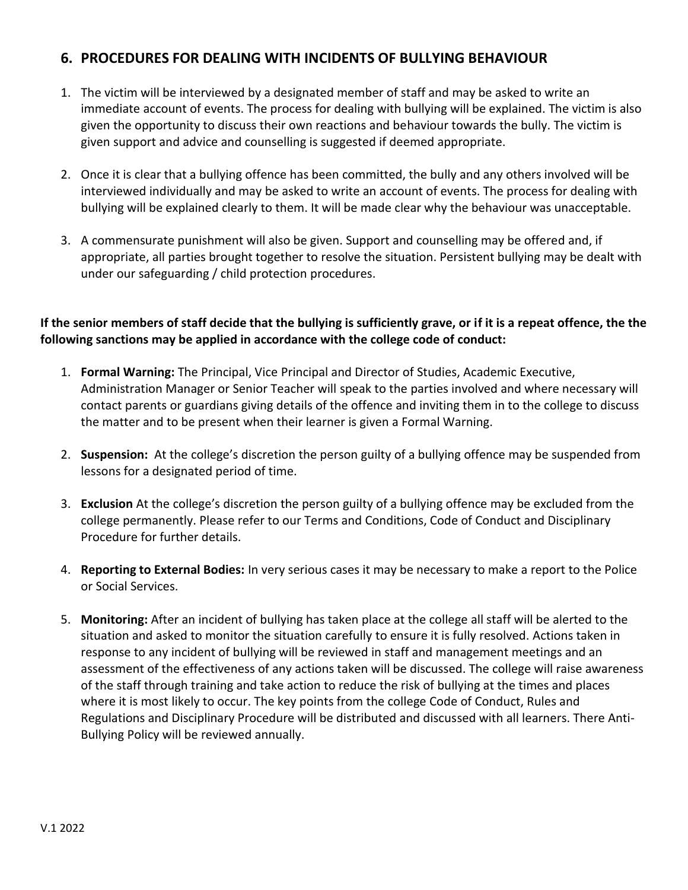## 6. PROCEDURES FOR DEALING WITH INCIDENTS OF BULLYING BEHAVIOUR

1. The victim will be interviewed by a designated member of staff and may be asked to write an immediate account of events. The process for dealing with bullying will be explained. The victim is also given the opportunity to discuss their own reactions and behaviour towards the bully. The victim is given support and advice and counselling is suggested if deemed appropriate.

2. Once it is clear that a bullying offence has been committed, the bully and any others involved will be interviewed individually and may be asked to write an account of events. The process for dealing with bullying will be explained clearly to them. It will be made clear why the behaviour was unacceptable.

3. A commensurate punishment will also be given. Support and counselling may be offered and, if appropriate, all parties brought together to resolve the situation. Persistent bullying may be dealt with under our safeguarding / child protection procedures.

**If the senior members of staff decide that the bullying is sufficiently grave, or if it is a repeat offence, the the following sanctions may be applied in accordance with the college code of conduct:**

1. **Formal Warning:** The Principal, Vice Principal and Director of Studies, Academic Executive, Administration Manager or Senior Teacher will speak to the parties involved and where necessary will contact parents or guardians giving details of the offence and inviting them in to the college to discuss the matter and to be present when their learner is given a Formal Warning.

2. **Suspension:** At the college's discretion the person guilty of a bullying offence may be suspended from lessons for a designated period of time.

3. **Exclusion** At the college's discretion the person guilty of a bullying offence may be excluded from the college permanently. Please refer to our Terms and Conditions, Code of Conduct and Disciplinary Procedure for further details.

4. **Reporting to External Bodies:** In very serious cases it may be necessary to make a report to the Police or Social Services.

5. **Monitoring:** After an incident of bullying has taken place at the college all staff will be alerted to the situation and asked to monitor the situation carefully to ensure it is fully resolved. Actions taken in response to any incident of bullying will be reviewed in staff and management meetings and an assessment of the effectiveness of any actions taken will be discussed. The college will raise awareness of the staff through training and take action to reduce the risk of bullying at the times and places where it is most likely to occur. The key points from the college Code of Conduct, Rules and Regulations and Disciplinary Procedure will be distributed and discussed with all learners. There Anti-Bullying Policy will be reviewed annually.

V.1 2022